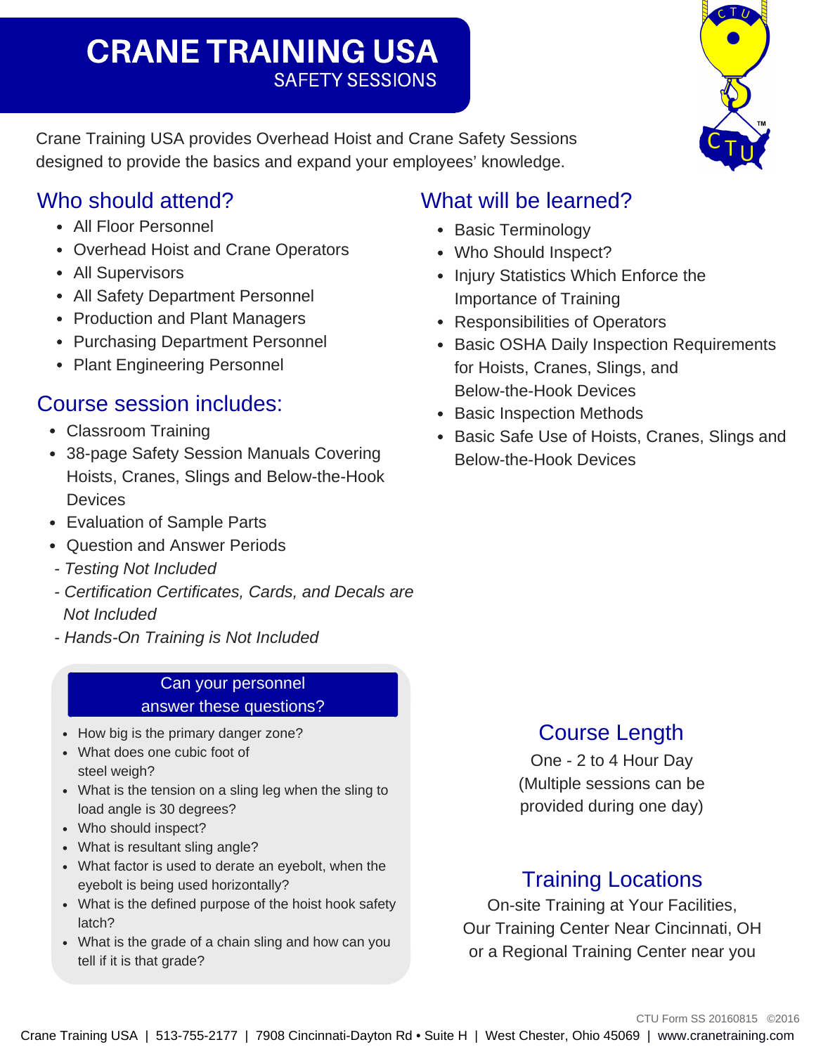# CRANE TRAINING USA

## SAFETY SESSIONS

Crane Training USA provides Overhead Hoist and Crane Safety Sessions designed to provide the basics and expand your employees' knowledge.

## Who should attend?

- All Floor Personnel
- Overhead Hoist and Crane Operators
- All Supervisors
- All Safety Department Personnel
- Production and Plant Managers
- Purchasing Department Personnel
- Plant Engineering Personnel

## Course session includes:

- Classroom Training
- 38-page Safety Session Manuals Covering Hoists, Cranes, Slings and Below-the-Hook Devices
- Evaluation of Sample Parts
- Question and Answer Periods

- *Testing Not Included*
- *Certification Certificates, Cards, and Decals are Not Included*
- *Hands-On Training is Not Included*

## What will be learned?

- Basic Terminology
- Who Should Inspect?
- Injury Statistics Which Enforce the Importance of Training
- Responsibilities of Operators
- Basic OSHA Daily Inspection Requirements for Hoists, Cranes, Slings, and Below-the-Hook Devices
- Basic Inspection Methods
- Basic Safe Use of Hoists, Cranes, Slings and Below-the-Hook Devices

### Can your personnel answer these questions?

- How big is the primary danger zone?
- What does one cubic foot of steel weigh?
- What is the tension on a sling leg when the sling to load angle is 30 degrees?
- Who should inspect?
- What is resultant sling angle?
- What factor is used to derate an eyebolt, when the eyebolt is being used horizontally?
- What is the defined purpose of the hoist hook safety latch?
- What is the grade of a chain sling and how can you tell if it is that grade?

## Course Length

One - 2 to 4 Hour Day
(Multiple sessions can be provided during one day)

## Training Locations

On-site Training at Your Facilities,
Our Training Center Near Cincinnati, OH
or a Regional Training Center near you

CTU Form SS 20160815 ©2016

Crane Training USA | 513-755-2177 | 7908 Cincinnati-Dayton Rd • Suite H | West Chester, Ohio 45069 | www.cranetraining.com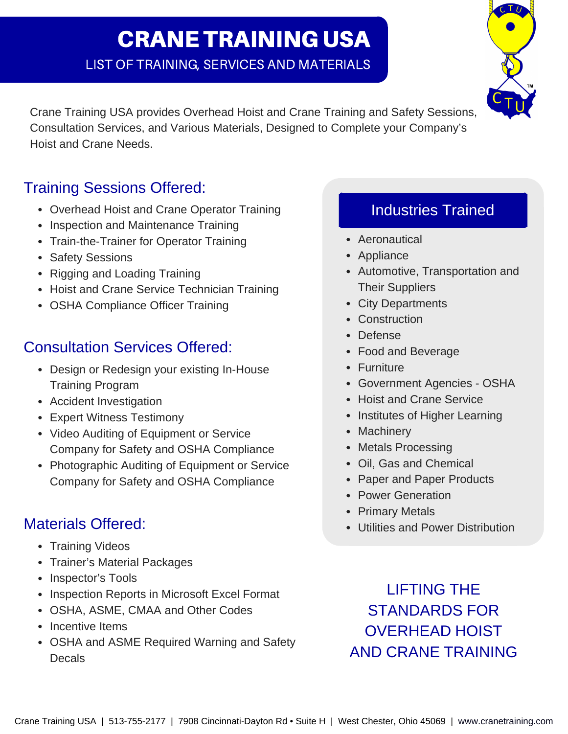# CRANE TRAINING USA

## LIST OF TRAINING, SERVICES AND MATERIALS

Crane Training USA provides Overhead Hoist and Crane Training and Safety Sessions, Consultation Services, and Various Materials, Designed to Complete your Company's Hoist and Crane Needs.

## Training Sessions Offered:

- Overhead Hoist and Crane Operator Training
- Inspection and Maintenance Training
- Train-the-Trainer for Operator Training
- Safety Sessions
- Rigging and Loading Training
- Hoist and Crane Service Technician Training
- OSHA Compliance Officer Training

## Consultation Services Offered:

- Design or Redesign your existing In-House Training Program
- Accident Investigation
- Expert Witness Testimony
- Video Auditing of Equipment or Service Company for Safety and OSHA Compliance
- Photographic Auditing of Equipment or Service Company for Safety and OSHA Compliance

## Materials Offered:

- Training Videos
- Trainer's Material Packages
- Inspector's Tools
- Inspection Reports in Microsoft Excel Format
- OSHA, ASME, CMAA and Other Codes
- Incentive Items
- OSHA and ASME Required Warning and Safety Decals

## Industries Trained

- Aeronautical
- Appliance
- Automotive, Transportation and Their Suppliers
- City Departments
- Construction
- Defense
- Food and Beverage
- Furniture
- Government Agencies - OSHA
- Hoist and Crane Service
- Institutes of Higher Learning
- Machinery
- Metals Processing
- Oil, Gas and Chemical
- Paper and Paper Products
- Power Generation
- Primary Metals
- Utilities and Power Distribution

LIFTING THE STANDARDS FOR OVERHEAD HOIST AND CRANE TRAINING

Crane Training USA | 513-755-2177 | 7908 Cincinnati-Dayton Rd • Suite H | West Chester, Ohio 45069 | www.cranetraining.com